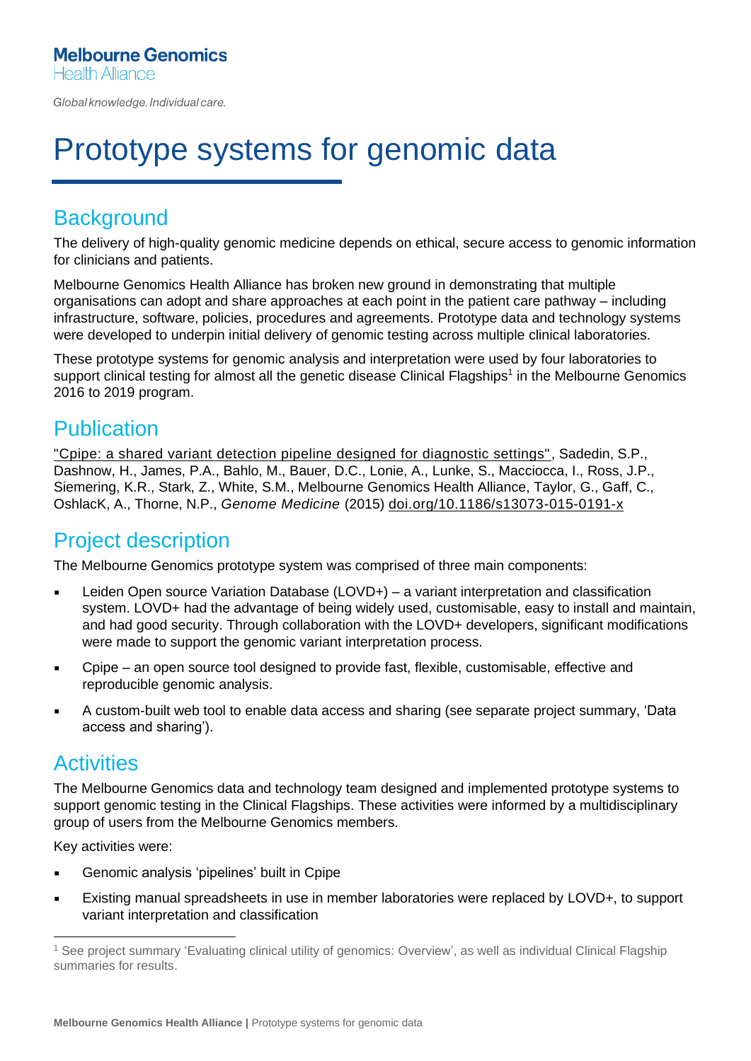**Melbourne Genomics**
Health Alliance

*Global knowledge. Individual care.*

# Prototype systems for genomic data

## Background

The delivery of high-quality genomic medicine depends on ethical, secure access to genomic information for clinicians and patients.

Melbourne Genomics Health Alliance has broken new ground in demonstrating that multiple organisations can adopt and share approaches at each point in the patient care pathway – including infrastructure, software, policies, procedures and agreements. Prototype data and technology systems were developed to underpin initial delivery of genomic testing across multiple clinical laboratories.

These prototype systems for genomic analysis and interpretation were used by four laboratories to support clinical testing for almost all the genetic disease Clinical Flagships[1] in the Melbourne Genomics 2016 to 2019 program.

## Publication

"Cpipe: a shared variant detection pipeline designed for diagnostic settings", Sadedin, S.P., Dashnow, H., James, P.A., Bahlo, M., Bauer, D.C., Lonie, A., Lunke, S., Macciocca, I., Ross, J.P., Siemering, K.R., Stark, Z., White, S.M., Melbourne Genomics Health Alliance, Taylor, G., Gaff, C., OshlacK, A., Thorne, N.P., *Genome Medicine* (2015) doi.org/10.1186/s13073-015-0191-x

## Project description

The Melbourne Genomics prototype system was comprised of three main components:

- Leiden Open source Variation Database (LOVD+) – a variant interpretation and classification system. LOVD+ had the advantage of being widely used, customisable, easy to install and maintain, and had good security. Through collaboration with the LOVD+ developers, significant modifications were made to support the genomic variant interpretation process.
- Cpipe – an open source tool designed to provide fast, flexible, customisable, effective and reproducible genomic analysis.
- A custom-built web tool to enable data access and sharing (see separate project summary, 'Data access and sharing').

## Activities

The Melbourne Genomics data and technology team designed and implemented prototype systems to support genomic testing in the Clinical Flagships. These activities were informed by a multidisciplinary group of users from the Melbourne Genomics members.

Key activities were:

- Genomic analysis 'pipelines' built in Cpipe
- Existing manual spreadsheets in use in member laboratories were replaced by LOVD+, to support variant interpretation and classification

[1] See project summary 'Evaluating clinical utility of genomics: Overview', as well as individual Clinical Flagship summaries for results.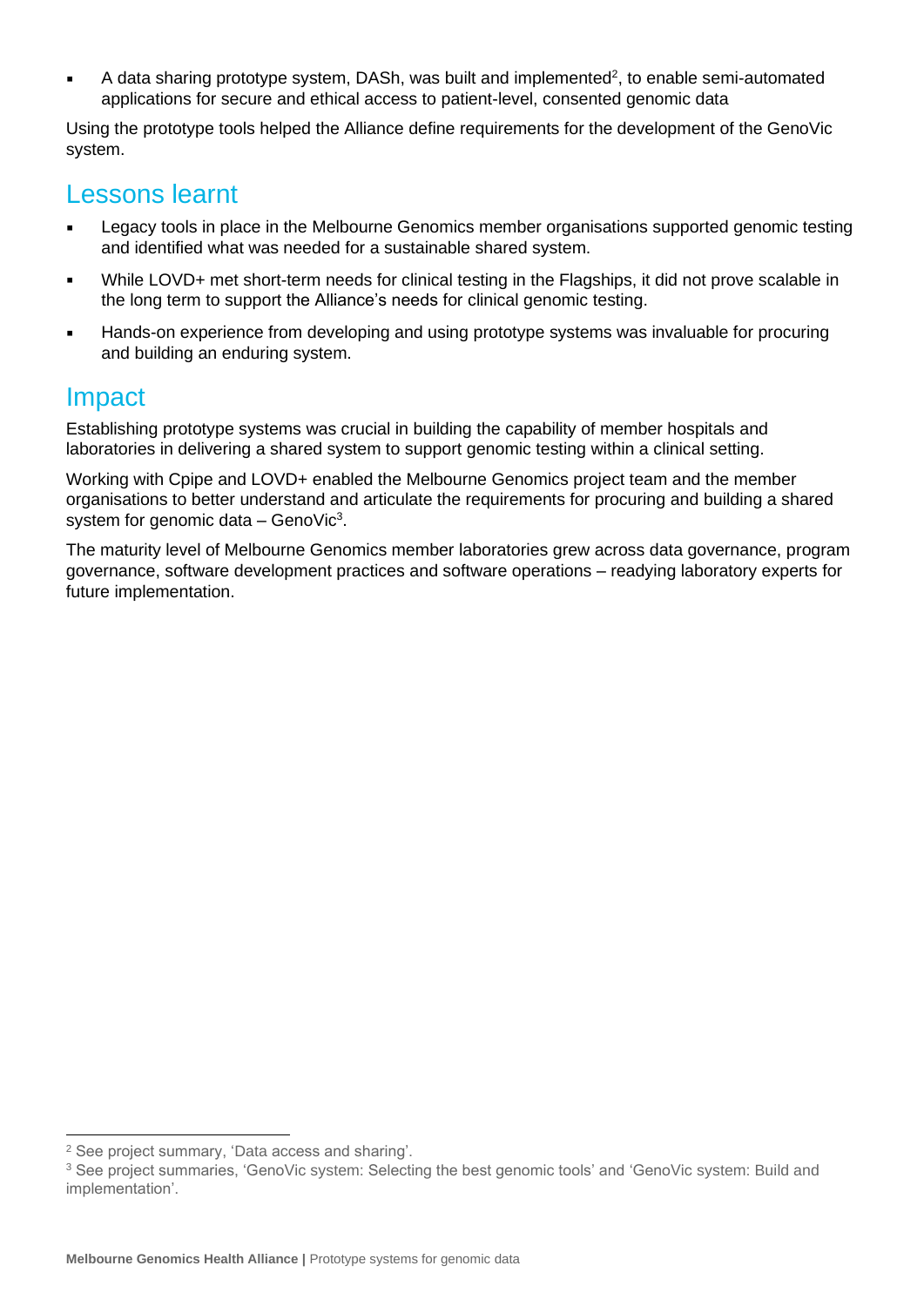- A data sharing prototype system, DASh, was built and implemented[2], to enable semi-automated applications for secure and ethical access to patient-level, consented genomic data

Using the prototype tools helped the Alliance define requirements for the development of the GenoVic system.

## Lessons learnt

- Legacy tools in place in the Melbourne Genomics member organisations supported genomic testing and identified what was needed for a sustainable shared system.
- While LOVD+ met short-term needs for clinical testing in the Flagships, it did not prove scalable in the long term to support the Alliance's needs for clinical genomic testing.
- Hands-on experience from developing and using prototype systems was invaluable for procuring and building an enduring system.

## Impact

Establishing prototype systems was crucial in building the capability of member hospitals and laboratories in delivering a shared system to support genomic testing within a clinical setting.

Working with Cpipe and LOVD+ enabled the Melbourne Genomics project team and the member organisations to better understand and articulate the requirements for procuring and building a shared system for genomic data – GenoVic[3].

The maturity level of Melbourne Genomics member laboratories grew across data governance, program governance, software development practices and software operations – readying laboratory experts for future implementation.

---

[2] See project summary, 'Data access and sharing'.

[3] See project summaries, 'GenoVic system: Selecting the best genomic tools' and 'GenoVic system: Build and implementation'.